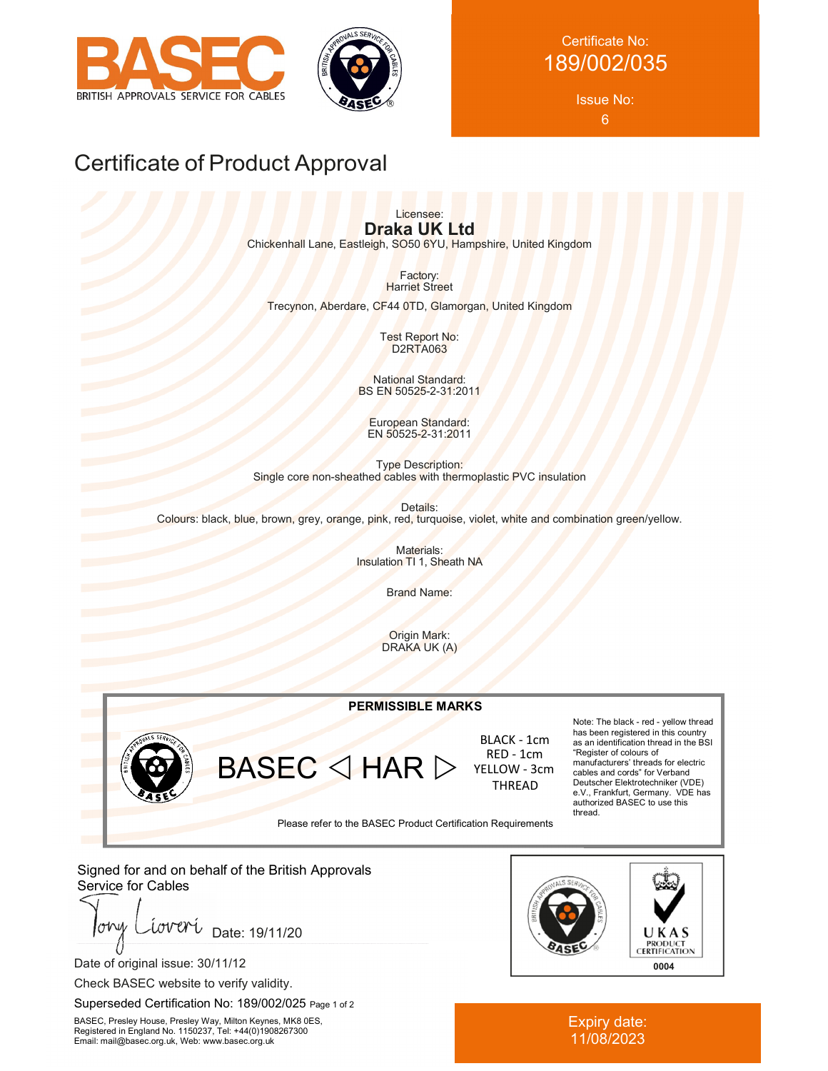BASEC

BRITISH APPROVALS SERVICE FOR CABLES

Certificate No:
189/002/035

Issue No:
6

# Certificate of Product Approval

Licensee:
**Draka UK Ltd**
Chickenhall Lane, Eastleigh, SO50 6YU, Hampshire, United Kingdom

Factory:
Harriet Street

Trecynon, Aberdare, CF44 0TD, Glamorgan, United Kingdom

Test Report No:
D2RTA063

National Standard:
BS EN 50525-2-31:2011

European Standard:
EN 50525-2-31:2011

Type Description:
Single core non-sheathed cables with thermoplastic PVC insulation

Details:
Colours: black, blue, brown, grey, orange, pink, red, turquoise, violet, white and combination green/yellow.

Materials:
Insulation TI 1, Sheath NA

Brand Name:

Origin Mark:
DRAKA UK (A)

**PERMISSIBLE MARKS**

BASEC ◁ HAR ▷

BLACK - 1cm
RED - 1cm
YELLOW - 3cm
THREAD

Note: The black - red - yellow thread has been registered in this country as an identification thread in the BSI "Register of colours of manufacturers' threads for electric cables and cords" for Verband Deutscher Elektrotechniker (VDE) e.V., Frankfurt, Germany. VDE has authorized BASEC to use this thread.

Please refer to the BASEC Product Certification Requirements

Signed for and on behalf of the British Approvals Service for Cables

Tony Liveri Date: 19/11/20

Date of original issue: 30/11/12

Check BASEC website to verify validity.

Superseded Certification No: 189/002/025

UKAS PRODUCT CERTIFICATION 0004

BASEC, Presley House, Presley Way, Milton Keynes, MK8 0ES,
Registered in England No. 1150237, Tel: +44(0)1908267300
Email: mail@basec.org.uk, Web: www.basec.org.uk

Expiry date:
11/08/2023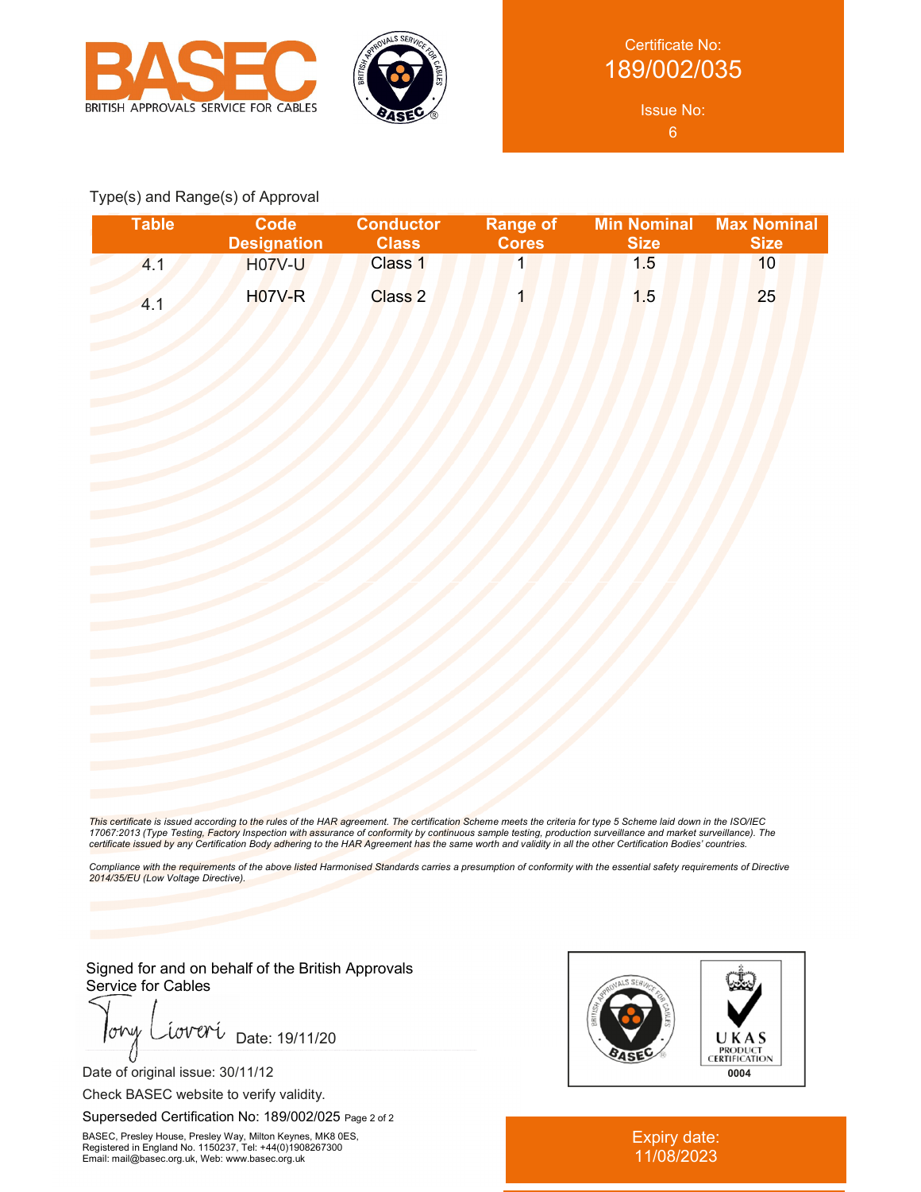BASEC
BRITISH APPROVALS SERVICE FOR CABLES

Certificate No:
189/002/035

Issue No:
6

Type(s) and Range(s) of Approval

| Table | Code Designation | Conductor Class | Range of Cores | Min Nominal Size | Max Nominal Size |
|---|---|---|---|---|---|
| 4.1 | H07V-U | Class 1 | 1 | 1.5 | 10 |
| 4.1 | H07V-R | Class 2 | 1 | 1.5 | 25 |

*This certificate is issued according to the rules of the HAR agreement. The certification Scheme meets the criteria for type 5 Scheme laid down in the ISO/IEC 17067:2013 (Type Testing, Factory Inspection with assurance of conformity by continuous sample testing, production surveillance and market surveillance). The certificate issued by any Certification Body adhering to the HAR Agreement has the same worth and validity in all the other Certification Bodies' countries.*

*Compliance with the requirements of the above listed Harmonised Standards carries a presumption of conformity with the essential safety requirements of Directive 2014/35/EU (Low Voltage Directive).*

Signed for and on behalf of the British Approvals Service for Cables

Tony Liveri Date: 19/11/20

Date of original issue: 30/11/12

Check BASEC website to verify validity.

Superseded Certification No: 189/002/025

BASEC, Presley House, Presley Way, Milton Keynes, MK8 0ES,
Registered in England No. 1150237, Tel: +44(0)1908267300
Email: mail@basec.org.uk, Web: www.basec.org.uk

UKAS PRODUCT CERTIFICATION 0004

Expiry date:
11/08/2023